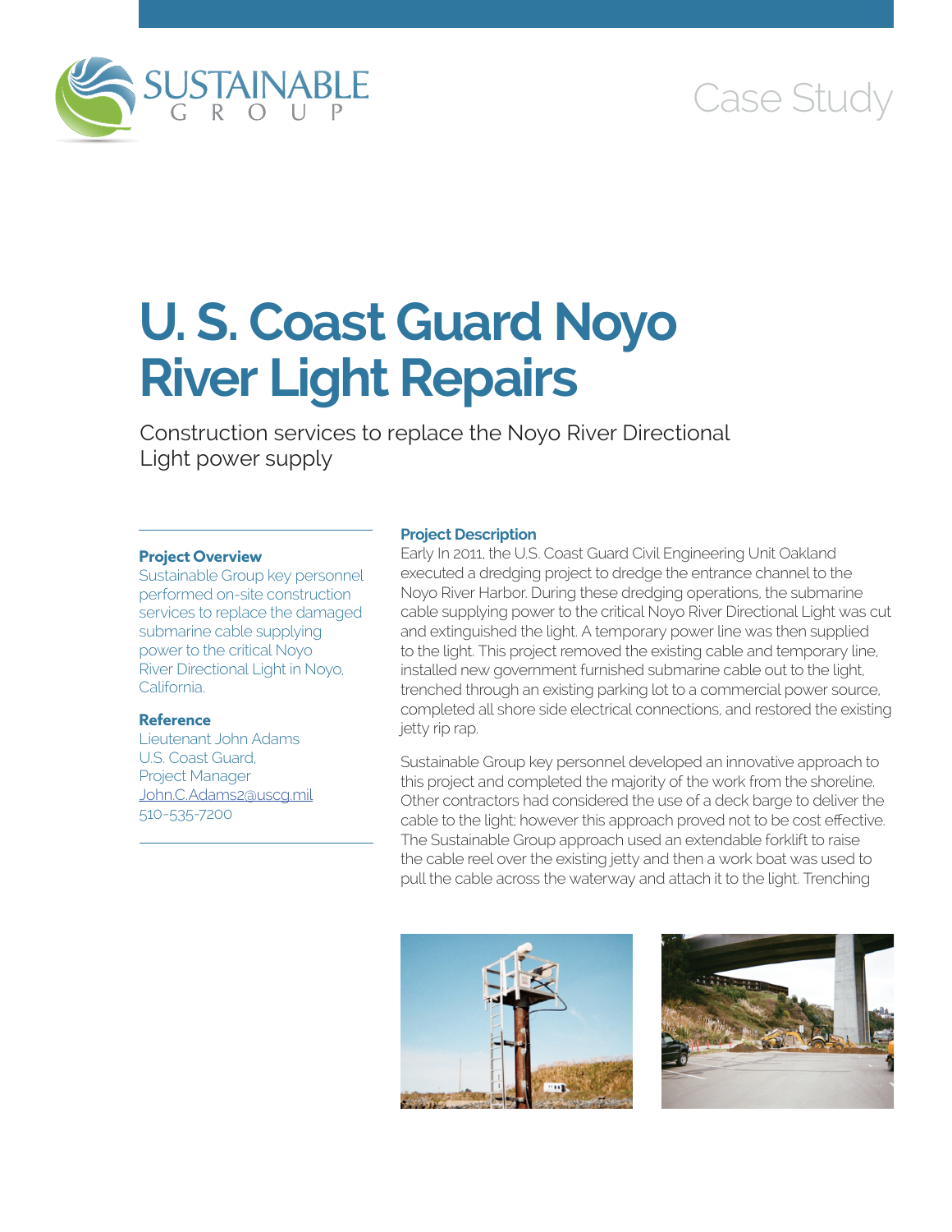SUSTAINABLE GROUP

Case Study

# U. S. Coast Guard Noyo River Light Repairs

Construction services to replace the Noyo River Directional Light power supply

### Project Overview

Sustainable Group key personnel performed on-site construction services to replace the damaged submarine cable supplying power to the critical Noyo River Directional Light in Noyo, California.

### Reference

Lieutenant John Adams
U.S. Coast Guard,
Project Manager
John.C.Adams2@uscg.mil
510-535-7200

### Project Description

Early In 2011, the U.S. Coast Guard Civil Engineering Unit Oakland executed a dredging project to dredge the entrance channel to the Noyo River Harbor. During these dredging operations, the submarine cable supplying power to the critical Noyo River Directional Light was cut and extinguished the light. A temporary power line was then supplied to the light. This project removed the existing cable and temporary line, installed new government furnished submarine cable out to the light, trenched through an existing parking lot to a commercial power source, completed all shore side electrical connections, and restored the existing jetty rip rap.

Sustainable Group key personnel developed an innovative approach to this project and completed the majority of the work from the shoreline. Other contractors had considered the use of a deck barge to deliver the cable to the light; however this approach proved not to be cost effective. The Sustainable Group approach used an extendable forklift to raise the cable reel over the existing jetty and then a work boat was used to pull the cable across the waterway and attach it to the light. Trenching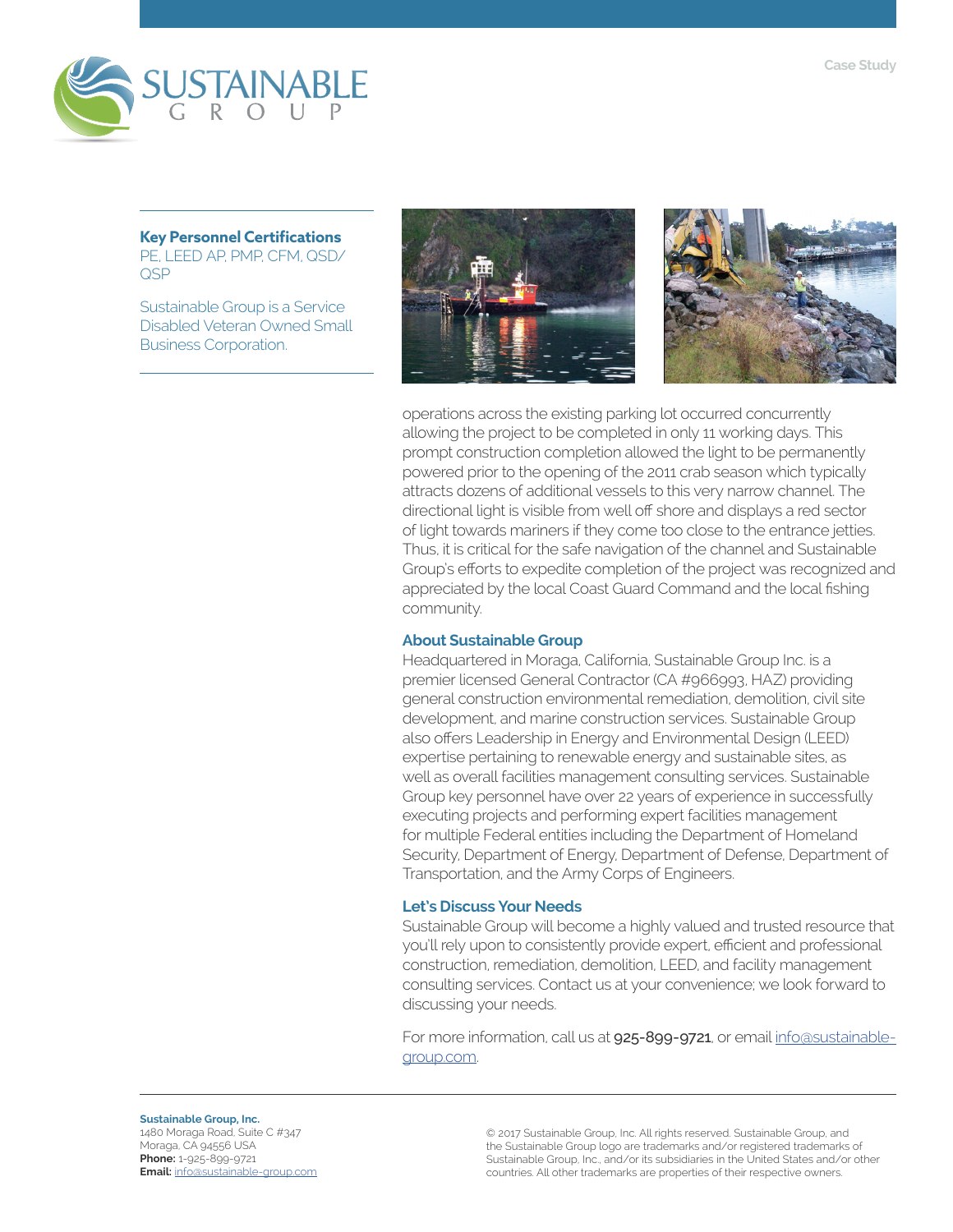**Key Personnel Certifications**
PE, LEED AP, PMP, CFM, QSD/QSP

Sustainable Group is a Service Disabled Veteran Owned Small Business Corporation.

operations across the existing parking lot occurred concurrently allowing the project to be completed in only 11 working days. This prompt construction completion allowed the light to be permanently powered prior to the opening of the 2011 crab season which typically attracts dozens of additional vessels to this very narrow channel. The directional light is visible from well off shore and displays a red sector of light towards mariners if they come too close to the entrance jetties. Thus, it is critical for the safe navigation of the channel and Sustainable Group's efforts to expedite completion of the project was recognized and appreciated by the local Coast Guard Command and the local fishing community.

## About Sustainable Group

Headquartered in Moraga, California, Sustainable Group Inc. is a premier licensed General Contractor (CA #966993, HAZ) providing general construction environmental remediation, demolition, civil site development, and marine construction services. Sustainable Group also offers Leadership in Energy and Environmental Design (LEED) expertise pertaining to renewable energy and sustainable sites, as well as overall facilities management consulting services. Sustainable Group key personnel have over 22 years of experience in successfully executing projects and performing expert facilities management for multiple Federal entities including the Department of Homeland Security, Department of Energy, Department of Defense, Department of Transportation, and the Army Corps of Engineers.

## Let's Discuss Your Needs

Sustainable Group will become a highly valued and trusted resource that you'll rely upon to consistently provide expert, efficient and professional construction, remediation, demolition, LEED, and facility management consulting services. Contact us at your convenience; we look forward to discussing your needs.

For more information, call us at **925-899-9721**, or email info@sustainable-group.com.

**Sustainable Group, Inc.**
1480 Moraga Road, Suite C #347
Moraga, CA 94556 USA
**Phone:** 1-925-899-9721
**Email:** info@sustainable-group.com

© 2017 Sustainable Group, Inc. All rights reserved. Sustainable Group, and the Sustainable Group logo are trademarks and/or registered trademarks of Sustainable Group, Inc., and/or its subsidiaries in the United States and/or other countries. All other trademarks are properties of their respective owners.